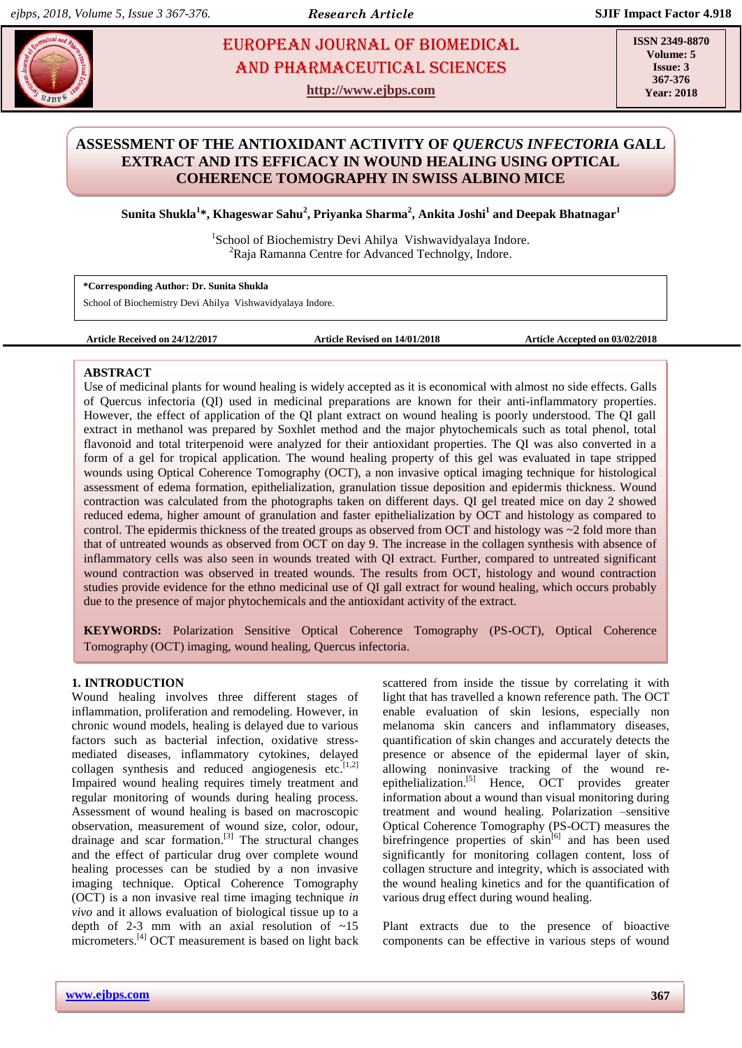# ASSESSMENT OF THE ANTIOXIDANT ACTIVITY OF *QUERCUS INFECTORIA* GALL EXTRACT AND ITS EFFICACY IN WOUND HEALING USING OPTICAL COHERENCE TOMOGRAPHY IN SWISS ALBINO MICE

**Sunita Shukla[1]\*, Khageswar Sahu[2], Priyanka Sharma[2], Ankita Joshi[1] and Deepak Bhatnagar[1]**

[1]School of Biochemistry Devi Ahilya Vishwavidyalaya Indore.
[2]Raja Ramanna Centre for Advanced Technolgy, Indore.

**\*Corresponding Author: Dr. Sunita Shukla**
School of Biochemistry Devi Ahilya Vishwavidyalaya Indore.

**Article Received on 24/12/2017** **Article Revised on 14/01/2018** **Article Accepted on 03/02/2018**

## ABSTRACT

Use of medicinal plants for wound healing is widely accepted as it is economical with almost no side effects. Galls of Quercus infectoria (QI) used in medicinal preparations are known for their anti-inflammatory properties. However, the effect of application of the QI plant extract on wound healing is poorly understood. The QI gall extract in methanol was prepared by Soxhlet method and the major phytochemicals such as total phenol, total flavonoid and total triterpenoid were analyzed for their antioxidant properties. The QI was also converted in a form of a gel for tropical application. The wound healing property of this gel was evaluated in tape stripped wounds using Optical Coherence Tomography (OCT), a non invasive optical imaging technique for histological assessment of edema formation, epithelialization, granulation tissue deposition and epidermis thickness. Wound contraction was calculated from the photographs taken on different days. QI gel treated mice on day 2 showed reduced edema, higher amount of granulation and faster epithelialization by OCT and histology as compared to control. The epidermis thickness of the treated groups as observed from OCT and histology was ~2 fold more than that of untreated wounds as observed from OCT on day 9. The increase in the collagen synthesis with absence of inflammatory cells was also seen in wounds treated with QI extract. Further, compared to untreated significant wound contraction was observed in treated wounds. The results from OCT, histology and wound contraction studies provide evidence for the ethno medicinal use of QI gall extract for wound healing, which occurs probably due to the presence of major phytochemicals and the antioxidant activity of the extract.

**KEYWORDS:** Polarization Sensitive Optical Coherence Tomography (PS-OCT), Optical Coherence Tomography (OCT) imaging, wound healing, Quercus infectoria.

## 1. INTRODUCTION

Wound healing involves three different stages of inflammation, proliferation and remodeling. However, in chronic wound models, healing is delayed due to various factors such as bacterial infection, oxidative stress-mediated diseases, inflammatory cytokines, delayed collagen synthesis and reduced angiogenesis etc.[1,2] Impaired wound healing requires timely treatment and regular monitoring of wounds during healing process. Assessment of wound healing is based on macroscopic observation, measurement of wound size, color, odour, drainage and scar formation.[3] The structural changes and the effect of particular drug over complete wound healing processes can be studied by a non invasive imaging technique. Optical Coherence Tomography (OCT) is a non invasive real time imaging technique *in vivo* and it allows evaluation of biological tissue up to a depth of 2-3 mm with an axial resolution of ~15 micrometers.[4] OCT measurement is based on light back scattered from inside the tissue by correlating it with light that has travelled a known reference path. The OCT enable evaluation of skin lesions, especially non melanoma skin cancers and inflammatory diseases, quantification of skin changes and accurately detects the presence or absence of the epidermal layer of skin, allowing noninvasive tracking of the wound re-epithelialization.[5] Hence, OCT provides greater information about a wound than visual monitoring during treatment and wound healing. Polarization –sensitive Optical Coherence Tomography (PS-OCT) measures the birefringence properties of skin[6] and has been used significantly for monitoring collagen content, loss of collagen structure and integrity, which is associated with the wound healing kinetics and for the quantification of various drug effect during wound healing.

Plant extracts due to the presence of bioactive components can be effective in various steps of wound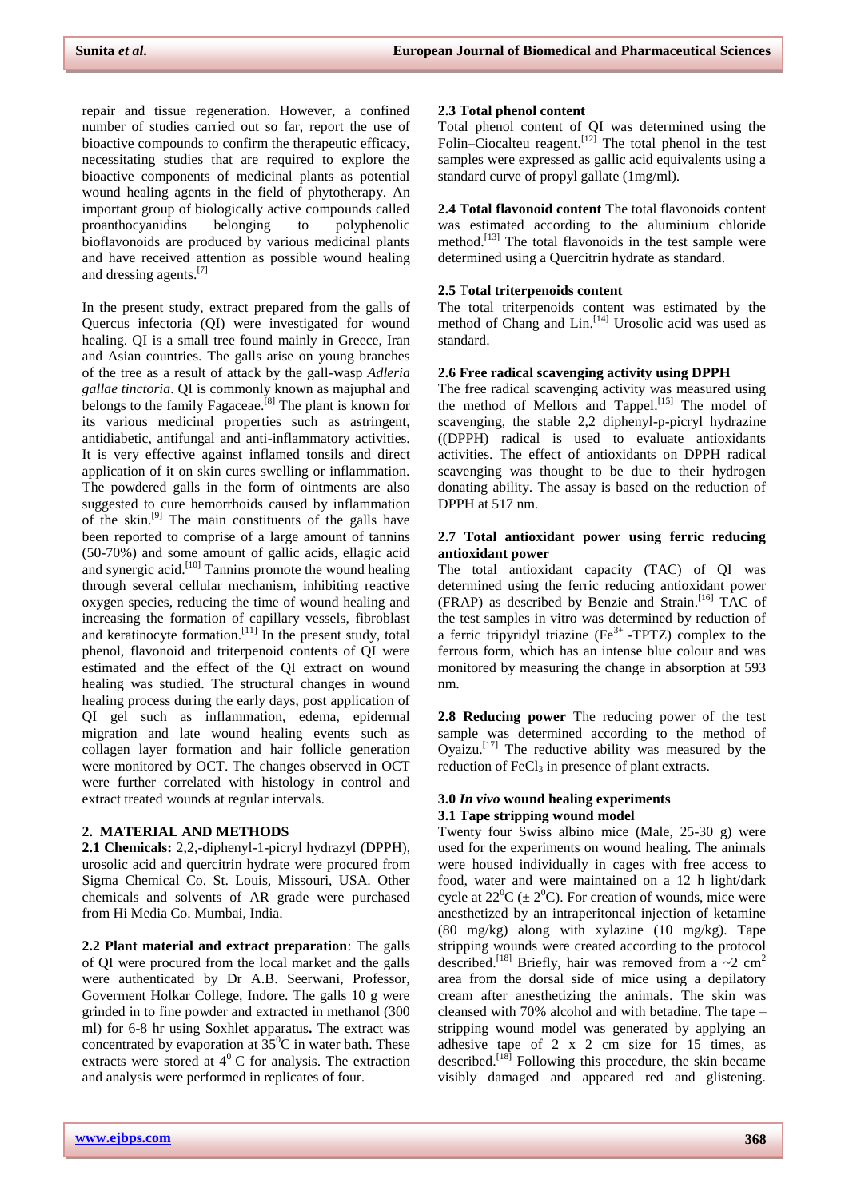repair and tissue regeneration. However, a confined number of studies carried out so far, report the use of bioactive compounds to confirm the therapeutic efficacy, necessitating studies that are required to explore the bioactive components of medicinal plants as potential wound healing agents in the field of phytotherapy. An important group of biologically active compounds called proanthocyanidins belonging to polyphenolic bioflavonoids are produced by various medicinal plants and have received attention as possible wound healing and dressing agents.[7]

In the present study, extract prepared from the galls of Quercus infectoria (QI) were investigated for wound healing. QI is a small tree found mainly in Greece, Iran and Asian countries. The galls arise on young branches of the tree as a result of attack by the gall-wasp *Adleria gallae tinctoria*. QI is commonly known as majuphal and belongs to the family Fagaceae.[8] The plant is known for its various medicinal properties such as astringent, antidiabetic, antifungal and anti-inflammatory activities. It is very effective against inflamed tonsils and direct application of it on skin cures swelling or inflammation. The powdered galls in the form of ointments are also suggested to cure hemorrhoids caused by inflammation of the skin.[9] The main constituents of the galls have been reported to comprise of a large amount of tannins (50-70%) and some amount of gallic acids, ellagic acid and synergic acid.[10] Tannins promote the wound healing through several cellular mechanism, inhibiting reactive oxygen species, reducing the time of wound healing and increasing the formation of capillary vessels, fibroblast and keratinocyte formation.[11] In the present study, total phenol, flavonoid and triterpenoid contents of QI were estimated and the effect of the QI extract on wound healing was studied. The structural changes in wound healing process during the early days, post application of QI gel such as inflammation, edema, epidermal migration and late wound healing events such as collagen layer formation and hair follicle generation were monitored by OCT. The changes observed in OCT were further correlated with histology in control and extract treated wounds at regular intervals.

## 2. MATERIAL AND METHODS

**2.1 Chemicals:** 2,2,-diphenyl-1-picryl hydrazyl (DPPH), urosolic acid and quercitrin hydrate were procured from Sigma Chemical Co. St. Louis, Missouri, USA. Other chemicals and solvents of AR grade were purchased from Hi Media Co. Mumbai, India.

**2.2 Plant material and extract preparation**: The galls of QI were procured from the local market and the galls were authenticated by Dr A.B. Seerwani, Professor, Goverment Holkar College, Indore. The galls 10 g were grinded in to fine powder and extracted in methanol (300 ml) for 6-8 hr using Soxhlet apparatus**.** The extract was concentrated by evaporation at $35^0$C in water bath. These extracts were stored at $4^0$ C for analysis. The extraction and analysis were performed in replicates of four.

### 2.3 Total phenol content

Total phenol content of QI was determined using the Folin–Ciocalteu reagent.[12] The total phenol in the test samples were expressed as gallic acid equivalents using a standard curve of propyl gallate (1mg/ml).

**2.4 Total flavonoid content** The total flavonoids content was estimated according to the aluminium chloride method.[13] The total flavonoids in the test sample were determined using a Quercitrin hydrate as standard.

### 2.5 Total triterpenoids content

The total triterpenoids content was estimated by the method of Chang and Lin.[14] Urosolic acid was used as standard.

### 2.6 Free radical scavenging activity using DPPH

The free radical scavenging activity was measured using the method of Mellors and Tappel.[15] The model of scavenging, the stable 2,2 diphenyl-p-picryl hydrazine ((DPPH) radical is used to evaluate antioxidants activities. The effect of antioxidants on DPPH radical scavenging was thought to be due to their hydrogen donating ability. The assay is based on the reduction of DPPH at 517 nm.

### 2.7 Total antioxidant power using ferric reducing antioxidant power

The total antioxidant capacity (TAC) of QI was determined using the ferric reducing antioxidant power (FRAP) as described by Benzie and Strain.[16] TAC of the test samples in vitro was determined by reduction of a ferric tripyridyl triazine ($Fe^{3+}$ -TPTZ) complex to the ferrous form, which has an intense blue colour and was monitored by measuring the change in absorption at 593 nm.

**2.8 Reducing power** The reducing power of the test sample was determined according to the method of Oyaizu.[17] The reductive ability was measured by the reduction of $FeCl_3$ in presence of plant extracts.

## 3.0 *In vivo* wound healing experiments

### 3.1 Tape stripping wound model

Twenty four Swiss albino mice (Male, 25-30 g) were used for the experiments on wound healing. The animals were housed individually in cages with free access to food, water and were maintained on a 12 h light/dark cycle at $22^0$C ($\pm$ $2^0$C). For creation of wounds, mice were anesthetized by an intraperitoneal injection of ketamine (80 mg/kg) along with xylazine (10 mg/kg). Tape stripping wounds were created according to the protocol described.[18] Briefly, hair was removed from a ~2 $cm^2$ area from the dorsal side of mice using a depilatory cream after anesthetizing the animals. The skin was cleansed with 70% alcohol and with betadine. The tape – stripping wound model was generated by applying an adhesive tape of 2 x 2 cm size for 15 times, as described.[18] Following this procedure, the skin became visibly damaged and appeared red and glistening.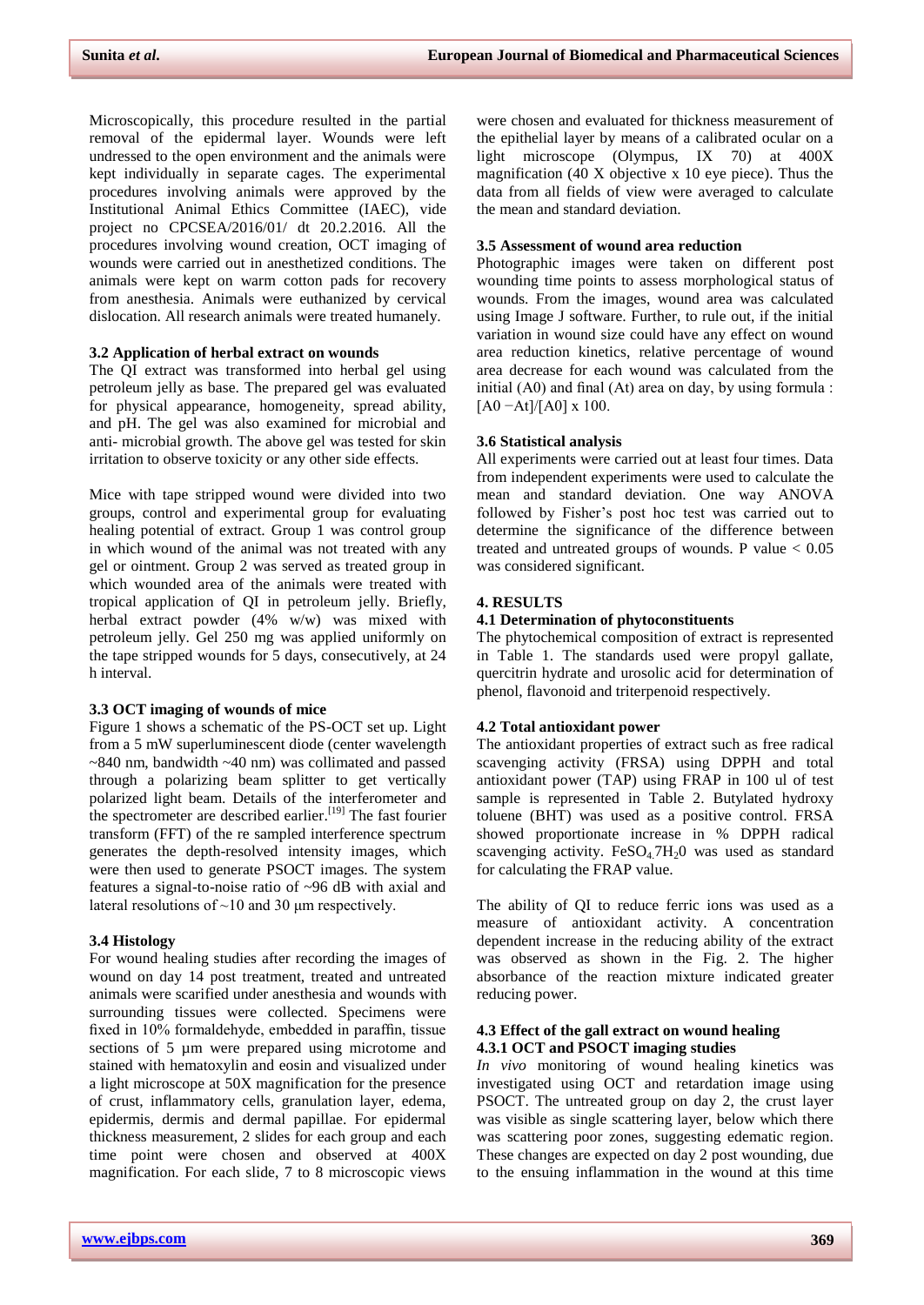Microscopically, this procedure resulted in the partial removal of the epidermal layer. Wounds were left undressed to the open environment and the animals were kept individually in separate cages. The experimental procedures involving animals were approved by the Institutional Animal Ethics Committee (IAEC), vide project no CPCSEA/2016/01/ dt 20.2.2016. All the procedures involving wound creation, OCT imaging of wounds were carried out in anesthetized conditions. The animals were kept on warm cotton pads for recovery from anesthesia. Animals were euthanized by cervical dislocation. All research animals were treated humanely.

### 3.2 Application of herbal extract on wounds

The QI extract was transformed into herbal gel using petroleum jelly as base. The prepared gel was evaluated for physical appearance, homogeneity, spread ability, and pH. The gel was also examined for microbial and anti- microbial growth. The above gel was tested for skin irritation to observe toxicity or any other side effects.

Mice with tape stripped wound were divided into two groups, control and experimental group for evaluating healing potential of extract. Group 1 was control group in which wound of the animal was not treated with any gel or ointment. Group 2 was served as treated group in which wounded area of the animals were treated with tropical application of QI in petroleum jelly. Briefly, herbal extract powder (4% w/w) was mixed with petroleum jelly. Gel 250 mg was applied uniformly on the tape stripped wounds for 5 days, consecutively, at 24 h interval.

### 3.3 OCT imaging of wounds of mice

Figure 1 shows a schematic of the PS-OCT set up. Light from a 5 mW superluminescent diode (center wavelength ~840 nm, bandwidth ~40 nm) was collimated and passed through a polarizing beam splitter to get vertically polarized light beam. Details of the interferometer and the spectrometer are described earlier.[19] The fast fourier transform (FFT) of the re sampled interference spectrum generates the depth-resolved intensity images, which were then used to generate PSOCT images. The system features a signal-to-noise ratio of ~96 dB with axial and lateral resolutions of ~10 and 30 µm respectively.

### 3.4 Histology

For wound healing studies after recording the images of wound on day 14 post treatment, treated and untreated animals were scarified under anesthesia and wounds with surrounding tissues were collected. Specimens were fixed in 10% formaldehyde, embedded in paraffin, tissue sections of 5 µm were prepared using microtome and stained with hematoxylin and eosin and visualized under a light microscope at 50X magnification for the presence of crust, inflammatory cells, granulation layer, edema, epidermis, dermis and dermal papillae. For epidermal thickness measurement, 2 slides for each group and each time point were chosen and observed at 400X magnification. For each slide, 7 to 8 microscopic views were chosen and evaluated for thickness measurement of the epithelial layer by means of a calibrated ocular on a light microscope (Olympus, IX 70) at 400X magnification (40 X objective x 10 eye piece). Thus the data from all fields of view were averaged to calculate the mean and standard deviation.

### 3.5 Assessment of wound area reduction

Photographic images were taken on different post wounding time points to assess morphological status of wounds. From the images, wound area was calculated using Image J software. Further, to rule out, if the initial variation in wound size could have any effect on wound area reduction kinetics, relative percentage of wound area decrease for each wound was calculated from the initial (A0) and final (At) area on day, by using formula : $[A0 - At]/[A0] \times 100$.

### 3.6 Statistical analysis

All experiments were carried out at least four times. Data from independent experiments were used to calculate the mean and standard deviation. One way ANOVA followed by Fisher's post hoc test was carried out to determine the significance of the difference between treated and untreated groups of wounds. P value $< 0.05$ was considered significant.

## 4. RESULTS

### 4.1 Determination of phytoconstituents

The phytochemical composition of extract is represented in Table 1. The standards used were propyl gallate, quercitrin hydrate and urosolic acid for determination of phenol, flavonoid and triterpenoid respectively.

### 4.2 Total antioxidant power

The antioxidant properties of extract such as free radical scavenging activity (FRSA) using DPPH and total antioxidant power (TAP) using FRAP in 100 ul of test sample is represented in Table 2. Butylated hydroxy toluene (BHT) was used as a positive control. FRSA showed proportionate increase in % DPPH radical scavenging activity. $FeSO_4.7H_20$ was used as standard for calculating the FRAP value.

The ability of QI to reduce ferric ions was used as a measure of antioxidant activity. A concentration dependent increase in the reducing ability of the extract was observed as shown in the Fig. 2. The higher absorbance of the reaction mixture indicated greater reducing power.

### 4.3 Effect of the gall extract on wound healing

#### 4.3.1 OCT and PSOCT imaging studies

*In vivo* monitoring of wound healing kinetics was investigated using OCT and retardation image using PSOCT. The untreated group on day 2, the crust layer was visible as single scattering layer, below which there was scattering poor zones, suggesting edematic region. These changes are expected on day 2 post wounding, due to the ensuing inflammation in the wound at this time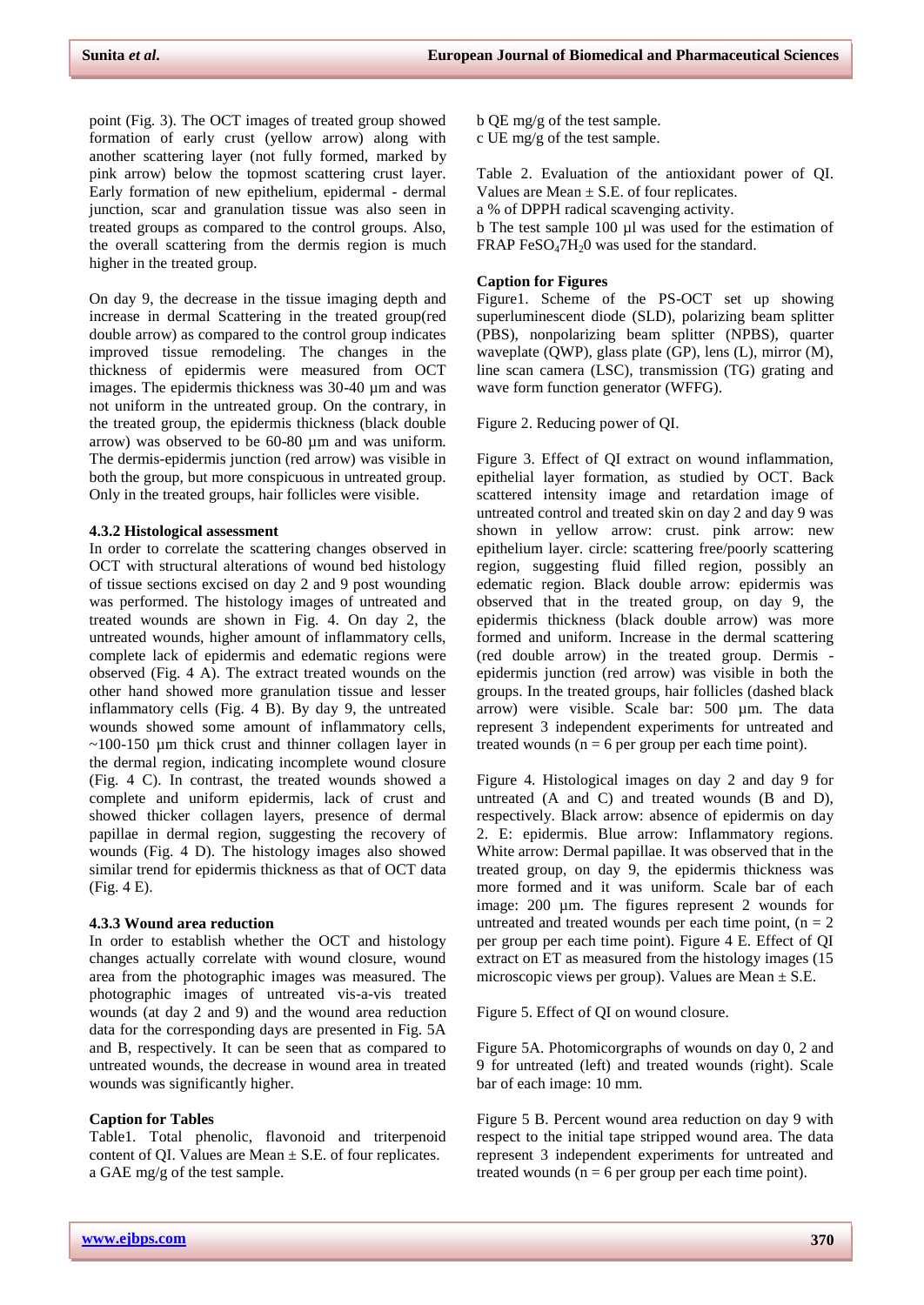point (Fig. 3). The OCT images of treated group showed formation of early crust (yellow arrow) along with another scattering layer (not fully formed, marked by pink arrow) below the topmost scattering crust layer. Early formation of new epithelium, epidermal - dermal junction, scar and granulation tissue was also seen in treated groups as compared to the control groups. Also, the overall scattering from the dermis region is much higher in the treated group.

On day 9, the decrease in the tissue imaging depth and increase in dermal Scattering in the treated group(red double arrow) as compared to the control group indicates improved tissue remodeling. The changes in the thickness of epidermis were measured from OCT images. The epidermis thickness was 30-40 µm and was not uniform in the untreated group. On the contrary, in the treated group, the epidermis thickness (black double arrow) was observed to be 60-80 µm and was uniform. The dermis-epidermis junction (red arrow) was visible in both the group, but more conspicuous in untreated group. Only in the treated groups, hair follicles were visible.

### 4.3.2 Histological assessment

In order to correlate the scattering changes observed in OCT with structural alterations of wound bed histology of tissue sections excised on day 2 and 9 post wounding was performed. The histology images of untreated and treated wounds are shown in Fig. 4. On day 2, the untreated wounds, higher amount of inflammatory cells, complete lack of epidermis and edematic regions were observed (Fig. 4 A). The extract treated wounds on the other hand showed more granulation tissue and lesser inflammatory cells (Fig. 4 B). By day 9, the untreated wounds showed some amount of inflammatory cells, ~100-150 µm thick crust and thinner collagen layer in the dermal region, indicating incomplete wound closure (Fig. 4 C). In contrast, the treated wounds showed a complete and uniform epidermis, lack of crust and showed thicker collagen layers, presence of dermal papillae in dermal region, suggesting the recovery of wounds (Fig. 4 D). The histology images also showed similar trend for epidermis thickness as that of OCT data (Fig. 4 E).

### 4.3.3 Wound area reduction

In order to establish whether the OCT and histology changes actually correlate with wound closure, wound area from the photographic images was measured. The photographic images of untreated vis-a-vis treated wounds (at day 2 and 9) and the wound area reduction data for the corresponding days are presented in Fig. 5A and B, respectively. It can be seen that as compared to untreated wounds, the decrease in wound area in treated wounds was significantly higher.

**Caption for Tables**

Table1. Total phenolic, flavonoid and triterpenoid content of QI. Values are Mean ± S.E. of four replicates.
a GAE mg/g of the test sample.
b QE mg/g of the test sample.
c UE mg/g of the test sample.

Table 2. Evaluation of the antioxidant power of QI. Values are Mean ± S.E. of four replicates.
a % of DPPH radical scavenging activity.
b The test sample 100 µl was used for the estimation of FRAP $FeSO_4 7H_2 0$ was used for the standard.

**Caption for Figures**

Figure1. Scheme of the PS-OCT set up showing superluminescent diode (SLD), polarizing beam splitter (PBS), nonpolarizing beam splitter (NPBS), quarter waveplate (QWP), glass plate (GP), lens (L), mirror (M), line scan camera (LSC), transmission (TG) grating and wave form function generator (WFFG).

Figure 2. Reducing power of QI.

Figure 3. Effect of QI extract on wound inflammation, epithelial layer formation, as studied by OCT. Back scattered intensity image and retardation image of untreated control and treated skin on day 2 and day 9 was shown in yellow arrow: crust. pink arrow: new epithelium layer. circle: scattering free/poorly scattering region, suggesting fluid filled region, possibly an edematic region. Black double arrow: epidermis was observed that in the treated group, on day 9, the epidermis thickness (black double arrow) was more formed and uniform. Increase in the dermal scattering (red double arrow) in the treated group. Dermis - epidermis junction (red arrow) was visible in both the groups. In the treated groups, hair follicles (dashed black arrow) were visible. Scale bar: 500 µm. The data represent 3 independent experiments for untreated and treated wounds (n = 6 per group per each time point).

Figure 4. Histological images on day 2 and day 9 for untreated (A and C) and treated wounds (B and D), respectively. Black arrow: absence of epidermis on day 2. E: epidermis. Blue arrow: Inflammatory regions. White arrow: Dermal papillae. It was observed that in the treated group, on day 9, the epidermis thickness was more formed and it was uniform. Scale bar of each image: 200 µm. The figures represent 2 wounds for untreated and treated wounds per each time point, (n = 2 per group per each time point). Figure 4 E. Effect of QI extract on ET as measured from the histology images (15 microscopic views per group). Values are Mean ± S.E.

Figure 5. Effect of QI on wound closure.

Figure 5A. Photomicorgraphs of wounds on day 0, 2 and 9 for untreated (left) and treated wounds (right). Scale bar of each image: 10 mm.

Figure 5 B. Percent wound area reduction on day 9 with respect to the initial tape stripped wound area. The data represent 3 independent experiments for untreated and treated wounds (n = 6 per group per each time point).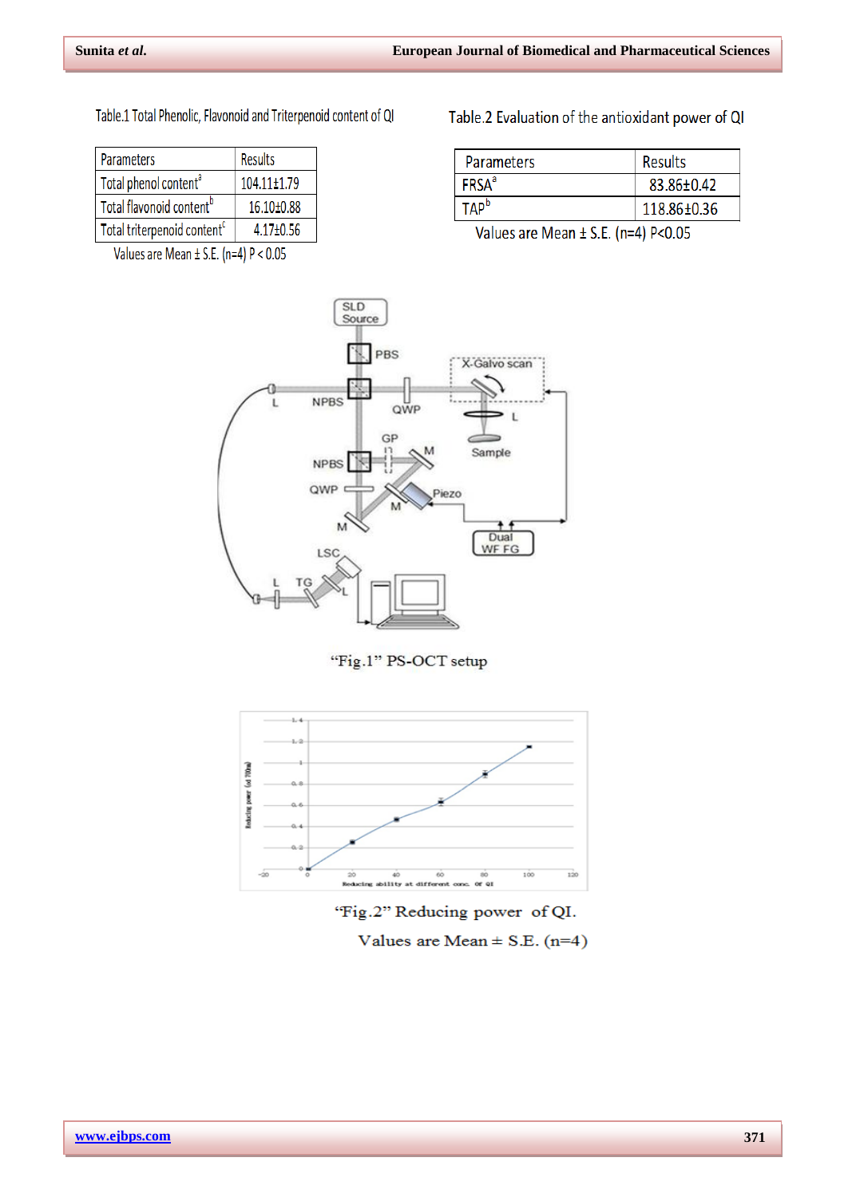Table.1 Total Phenolic, Flavonoid and Triterpenoid content of QI

| Parameters | Results |
|---|---|
| Total phenol content[a] | 104.11±1.79 |
| Total flavonoid content[b] | 16.10±0.88 |
| Total triterpenoid content[c] | 4.17±0.56 |

Values are Mean ± S.E. (n=4) P < 0.05

Table.2 Evaluation of the antioxidant power of QI

| Parameters | Results |
|---|---|
| FRSA[a] | 83.86±0.42 |
| TAP[b] | 118.86±0.36 |

Values are Mean ± S.E. (n=4) P<0.05

"Fig.1" PS-OCT setup

"Fig.2" Reducing power of QI.

Values are Mean ± S.E. (n=4)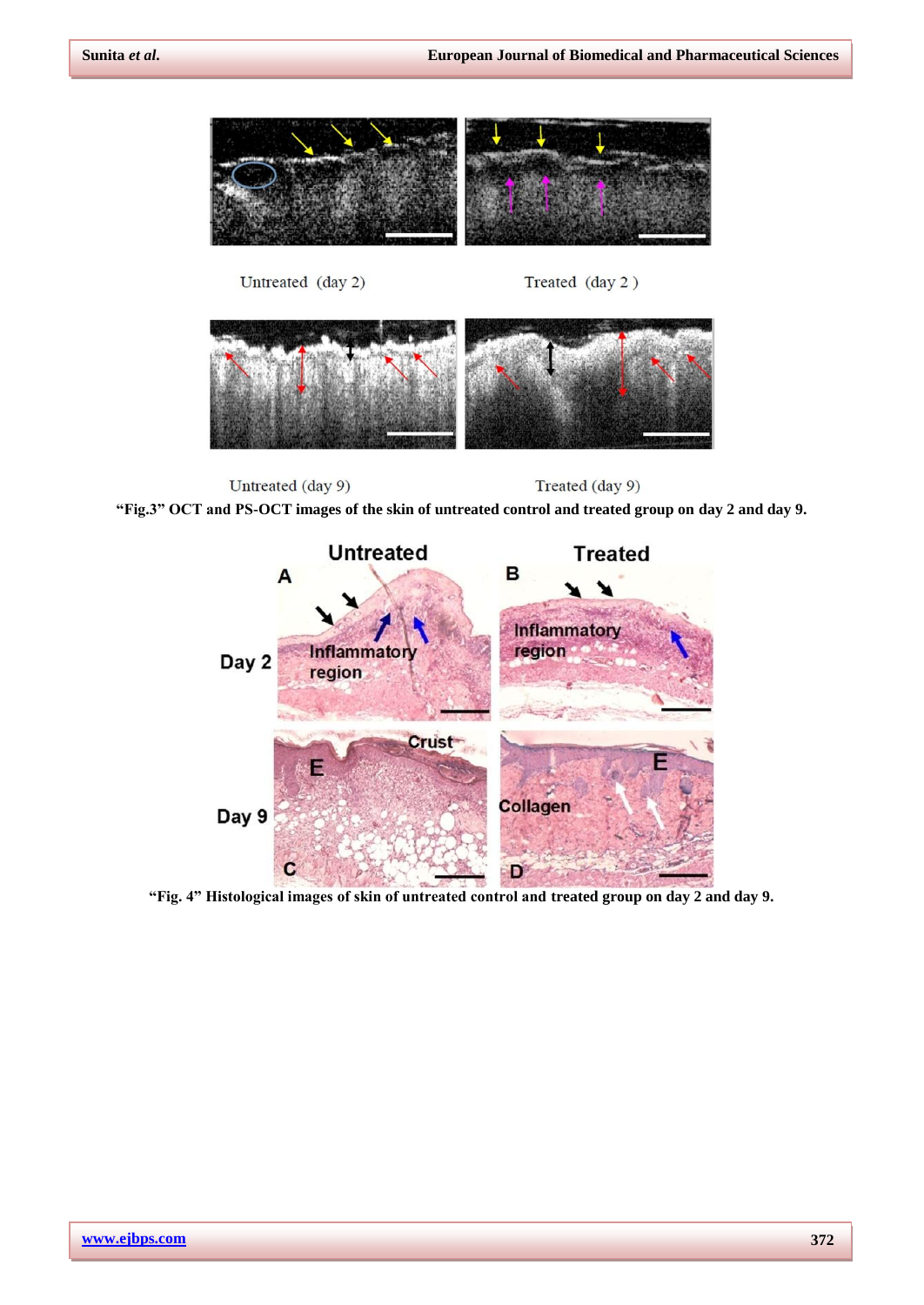Untreated (day 2)

Treated (day 2 )

Untreated (day 9)

Treated (day 9)

**"Fig.3" OCT and PS-OCT images of the skin of untreated control and treated group on day 2 and day 9.**

**"Fig. 4" Histological images of skin of untreated control and treated group on day 2 and day 9.**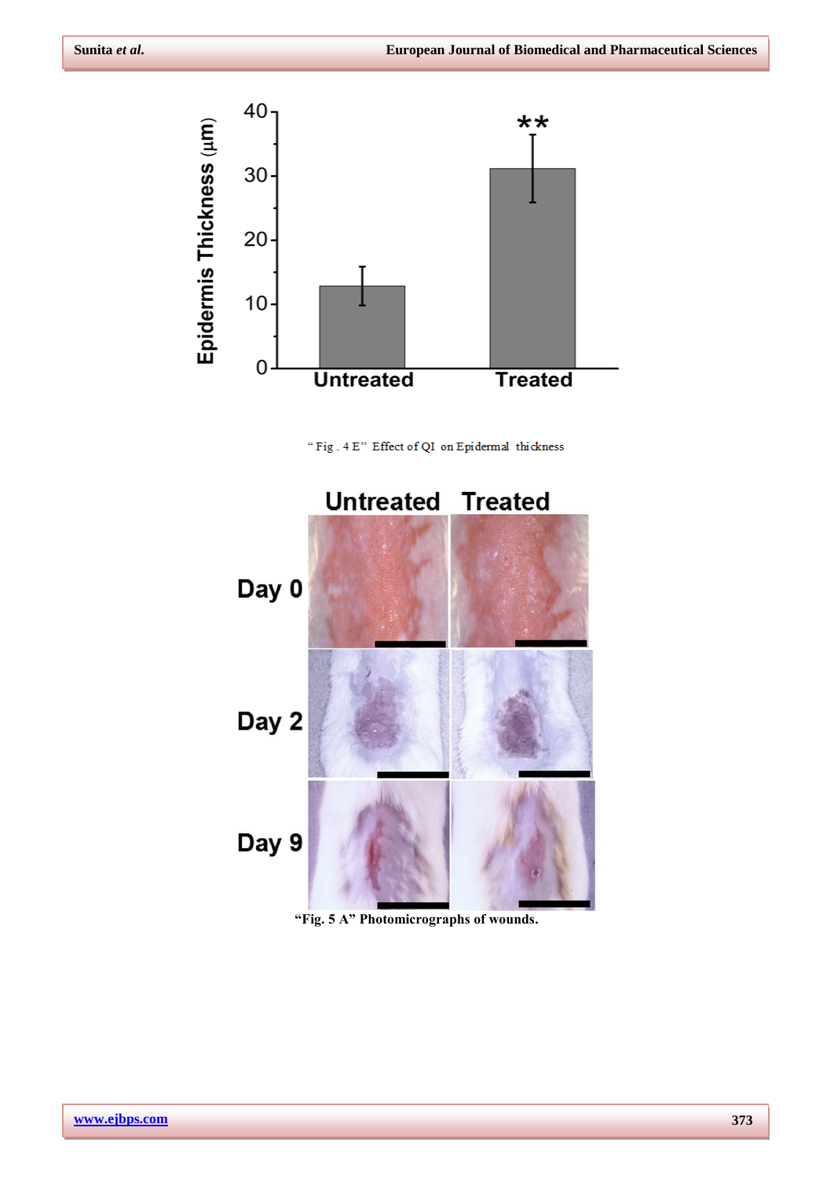"Fig. 4 E" Effect of QI on Epidermal thickness

"Fig. 5 A" Photomicrographs of wounds.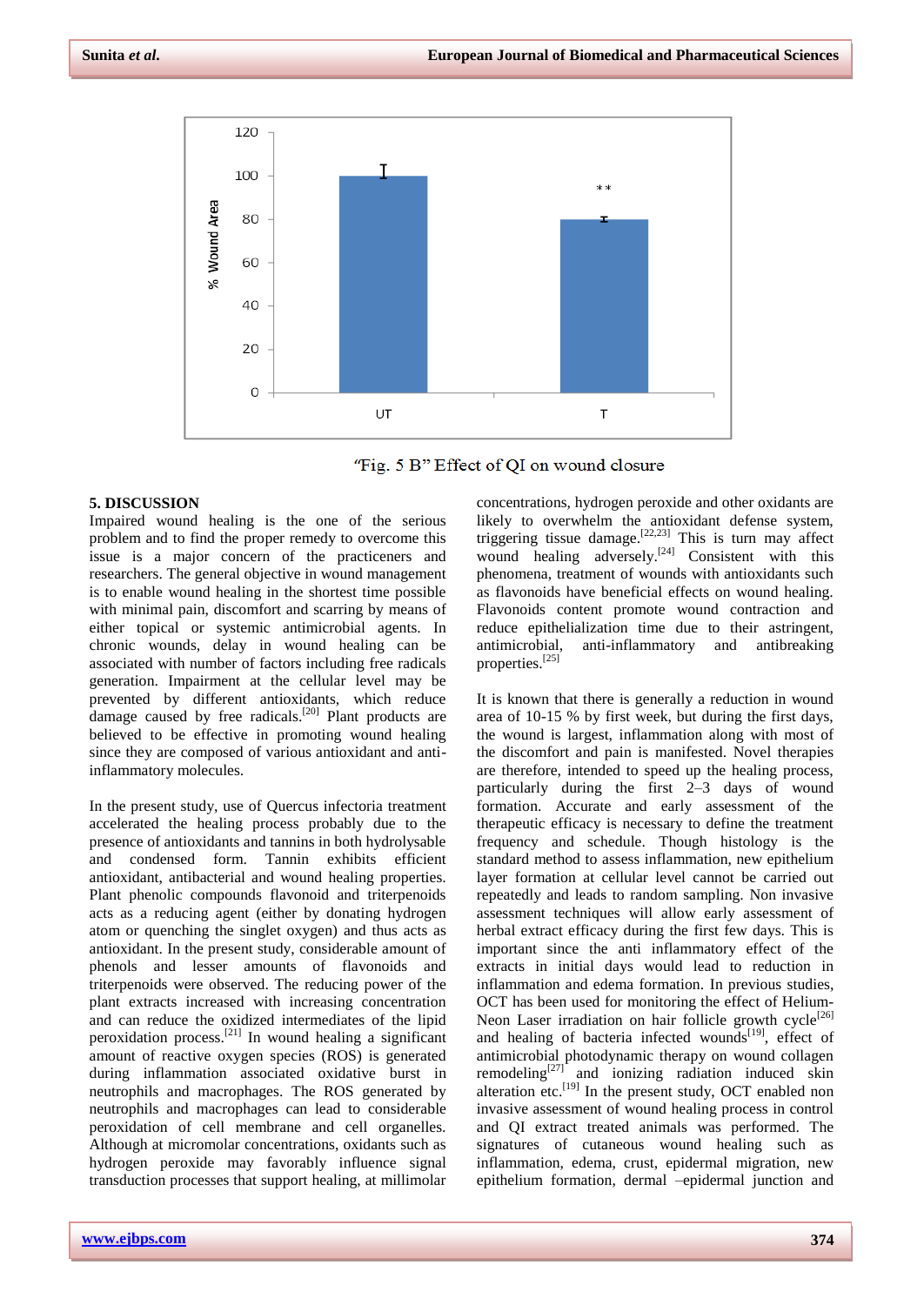"Fig. 5 B" Effect of QI on wound closure

## 5. DISCUSSION

Impaired wound healing is the one of the serious problem and to find the proper remedy to overcome this issue is a major concern of the practiceners and researchers. The general objective in wound management is to enable wound healing in the shortest time possible with minimal pain, discomfort and scarring by means of either topical or systemic antimicrobial agents. In chronic wounds, delay in wound healing can be associated with number of factors including free radicals generation. Impairment at the cellular level may be prevented by different antioxidants, which reduce damage caused by free radicals.[20] Plant products are believed to be effective in promoting wound healing since they are composed of various antioxidant and anti-inflammatory molecules.

In the present study, use of Quercus infectoria treatment accelerated the healing process probably due to the presence of antioxidants and tannins in both hydrolysable and condensed form. Tannin exhibits efficient antioxidant, antibacterial and wound healing properties. Plant phenolic compounds flavonoid and triterpenoids acts as a reducing agent (either by donating hydrogen atom or quenching the singlet oxygen) and thus acts as antioxidant. In the present study, considerable amount of phenols and lesser amounts of flavonoids and triterpenoids were observed. The reducing power of the plant extracts increased with increasing concentration and can reduce the oxidized intermediates of the lipid peroxidation process.[21] In wound healing a significant amount of reactive oxygen species (ROS) is generated during inflammation associated oxidative burst in neutrophils and macrophages. The ROS generated by neutrophils and macrophages can lead to considerable peroxidation of cell membrane and cell organelles. Although at micromolar concentrations, oxidants such as hydrogen peroxide may favorably influence signal transduction processes that support healing, at millimolar concentrations, hydrogen peroxide and other oxidants are likely to overwhelm the antioxidant defense system, triggering tissue damage.[22,23] This is turn may affect wound healing adversely.[24] Consistent with this phenomena, treatment of wounds with antioxidants such as flavonoids have beneficial effects on wound healing. Flavonoids content promote wound contraction and reduce epithelialization time due to their astringent, antimicrobial, anti-inflammatory and antibreaking properties.[25]

It is known that there is generally a reduction in wound area of 10-15 % by first week, but during the first days, the wound is largest, inflammation along with most of the discomfort and pain is manifested. Novel therapies are therefore, intended to speed up the healing process, particularly during the first 2–3 days of wound formation. Accurate and early assessment of the therapeutic efficacy is necessary to define the treatment frequency and schedule. Though histology is the standard method to assess inflammation, new epithelium layer formation at cellular level cannot be carried out repeatedly and leads to random sampling. Non invasive assessment techniques will allow early assessment of herbal extract efficacy during the first few days. This is important since the anti inflammatory effect of the extracts in initial days would lead to reduction in inflammation and edema formation. In previous studies, OCT has been used for monitoring the effect of Helium-Neon Laser irradiation on hair follicle growth cycle[26] and healing of bacteria infected wounds[19], effect of antimicrobial photodynamic therapy on wound collagen remodeling[27] and ionizing radiation induced skin alteration etc.[19] In the present study, OCT enabled non invasive assessment of wound healing process in control and QI extract treated animals was performed. The signatures of cutaneous wound healing such as inflammation, edema, crust, epidermal migration, new epithelium formation, dermal –epidermal junction and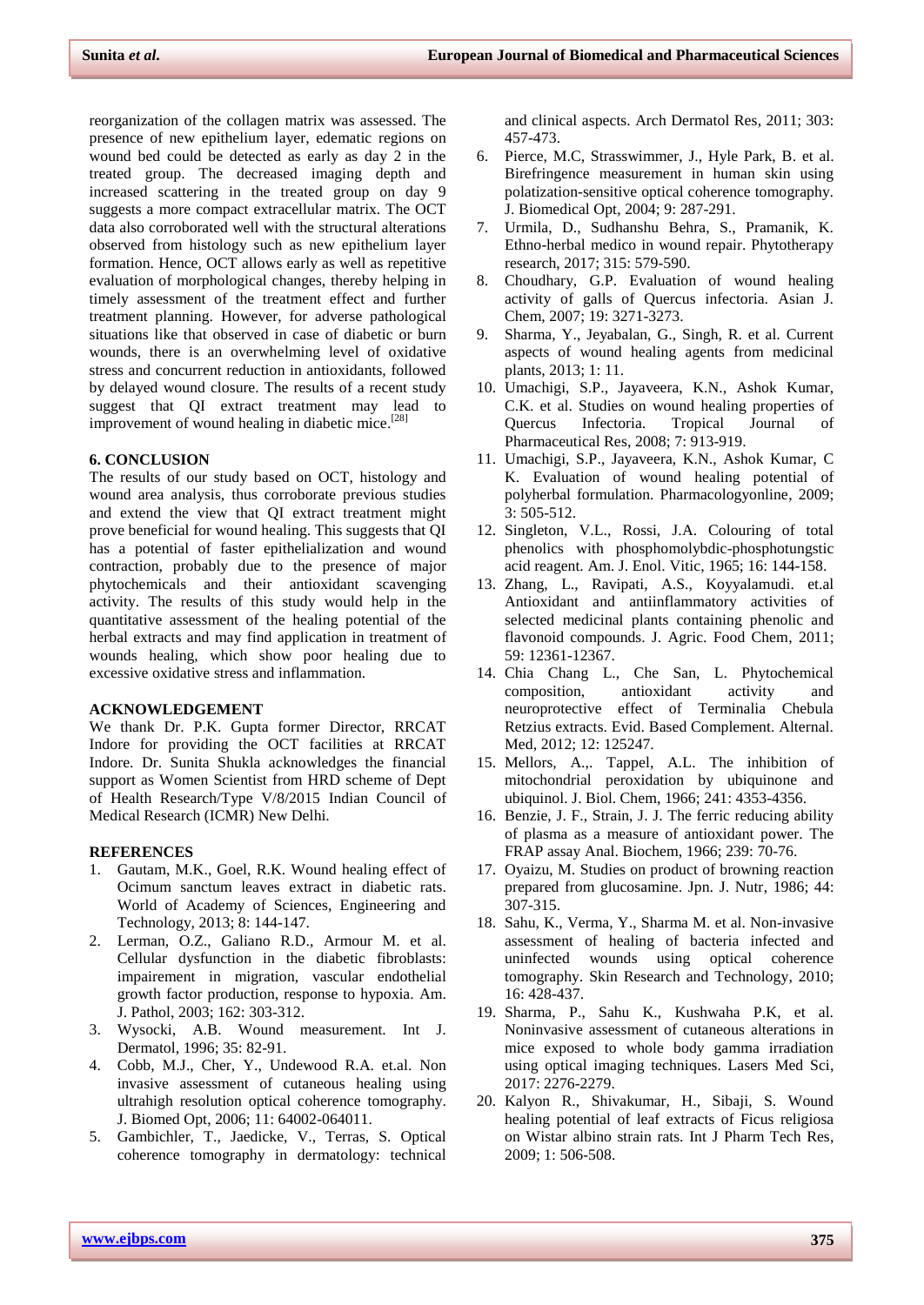reorganization of the collagen matrix was assessed. The presence of new epithelium layer, edematic regions on wound bed could be detected as early as day 2 in the treated group. The decreased imaging depth and increased scattering in the treated group on day 9 suggests a more compact extracellular matrix. The OCT data also corroborated well with the structural alterations observed from histology such as new epithelium layer formation. Hence, OCT allows early as well as repetitive evaluation of morphological changes, thereby helping in timely assessment of the treatment effect and further treatment planning. However, for adverse pathological situations like that observed in case of diabetic or burn wounds, there is an overwhelming level of oxidative stress and concurrent reduction in antioxidants, followed by delayed wound closure. The results of a recent study suggest that QI extract treatment may lead to improvement of wound healing in diabetic mice.[28]

## 6. CONCLUSION

The results of our study based on OCT, histology and wound area analysis, thus corroborate previous studies and extend the view that QI extract treatment might prove beneficial for wound healing. This suggests that QI has a potential of faster epithelialization and wound contraction, probably due to the presence of major phytochemicals and their antioxidant scavenging activity. The results of this study would help in the quantitative assessment of the healing potential of the herbal extracts and may find application in treatment of wounds healing, which show poor healing due to excessive oxidative stress and inflammation.

## ACKNOWLEDGEMENT

We thank Dr. P.K. Gupta former Director, RRCAT Indore for providing the OCT facilities at RRCAT Indore. Dr. Sunita Shukla acknowledges the financial support as Women Scientist from HRD scheme of Dept of Health Research/Type V/8/2015 Indian Council of Medical Research (ICMR) New Delhi.

## REFERENCES

1. Gautam, M.K., Goel, R.K. Wound healing effect of Ocimum sanctum leaves extract in diabetic rats. World of Academy of Sciences, Engineering and Technology, 2013; 8: 144-147.
2. Lerman, O.Z., Galiano R.D., Armour M. et al. Cellular dysfunction in the diabetic fibroblasts: impairement in migration, vascular endothelial growth factor production, response to hypoxia. Am. J. Pathol, 2003; 162: 303-312.
3. Wysocki, A.B. Wound measurement. Int J. Dermatol, 1996; 35: 82-91.
4. Cobb, M.J., Cher, Y., Undewood R.A. et.al. Non invasive assessment of cutaneous healing using ultrahigh resolution optical coherence tomography. J. Biomed Opt, 2006; 11: 64002-064011.
5. Gambichler, T., Jaedicke, V., Terras, S. Optical coherence tomography in dermatology: technical and clinical aspects. Arch Dermatol Res, 2011; 303: 457-473.
6. Pierce, M.C, Strasswimmer, J., Hyle Park, B. et al. Birefringence measurement in human skin using polarization-sensitive optical coherence tomography. J. Biomedical Opt, 2004; 9: 287-291.
7. Urmila, D., Sudhanshu Behra, S., Pramanik, K. Ethno-herbal medico in wound repair. Phytotherapy research, 2017; 315: 579-590.
8. Choudhary, G.P. Evaluation of wound healing activity of galls of Quercus infectoria. Asian J. Chem, 2007; 19: 3271-3273.
9. Sharma, Y., Jeyabalan, G., Singh, R. et al. Current aspects of wound healing agents from medicinal plants, 2013; 1: 11.
10. Umachigi, S.P., Jayaveera, K.N., Ashok Kumar, C.K. et al. Studies on wound healing properties of Quercus Infectoria. Tropical Journal of Pharmaceutical Res, 2008; 7: 913-919.
11. Umachigi, S.P., Jayaveera, K.N., Ashok Kumar, C K. Evaluation of wound healing potential of polyherbal formulation. Pharmacologyonline, 2009; 3: 505-512.
12. Singleton, V.L., Rossi, J.A. Colouring of total phenolics with phosphomolybdic-phosphotungstic acid reagent. Am. J. Enol. Vitic, 1965; 16: 144-158.
13. Zhang, L., Ravipati, A.S., Koyyalamudi. et.al Antioxidant and antiinflammatory activities of selected medicinal plants containing phenolic and flavonoid compounds. J. Agric. Food Chem, 2011; 59: 12361-12367.
14. Chia Chang L., Che San, L. Phytochemical composition, antioxidant activity and neuroprotective effect of Terminalia Chebula Retzius extracts. Evid. Based Complement. Alternal. Med, 2012; 12: 125247.
15. Mellors, A.,. Tappel, A.L. The inhibition of mitochondrial peroxidation by ubiquinone and ubiquinol. J. Biol. Chem, 1966; 241: 4353-4356.
16. Benzie, J. F., Strain, J. J. The ferric reducing ability of plasma as a measure of antioxidant power. The FRAP assay Anal. Biochem, 1966; 239: 70-76.
17. Oyaizu, M. Studies on product of browning reaction prepared from glucosamine. Jpn. J. Nutr, 1986; 44: 307-315.
18. Sahu, K., Verma, Y., Sharma M. et al. Non-invasive assessment of healing of bacteria infected and uninfected wounds using optical coherence tomography. Skin Research and Technology, 2010; 16: 428-437.
19. Sharma, P., Sahu K., Kushwaha P.K, et al. Noninvasive assessment of cutaneous alterations in mice exposed to whole body gamma irradiation using optical imaging techniques. Lasers Med Sci, 2017: 2276-2279.
20. Kalyon R., Shivakumar, H., Sibaji, S. Wound healing potential of leaf extracts of Ficus religiosa on Wistar albino strain rats. Int J Pharm Tech Res, 2009; 1: 506-508.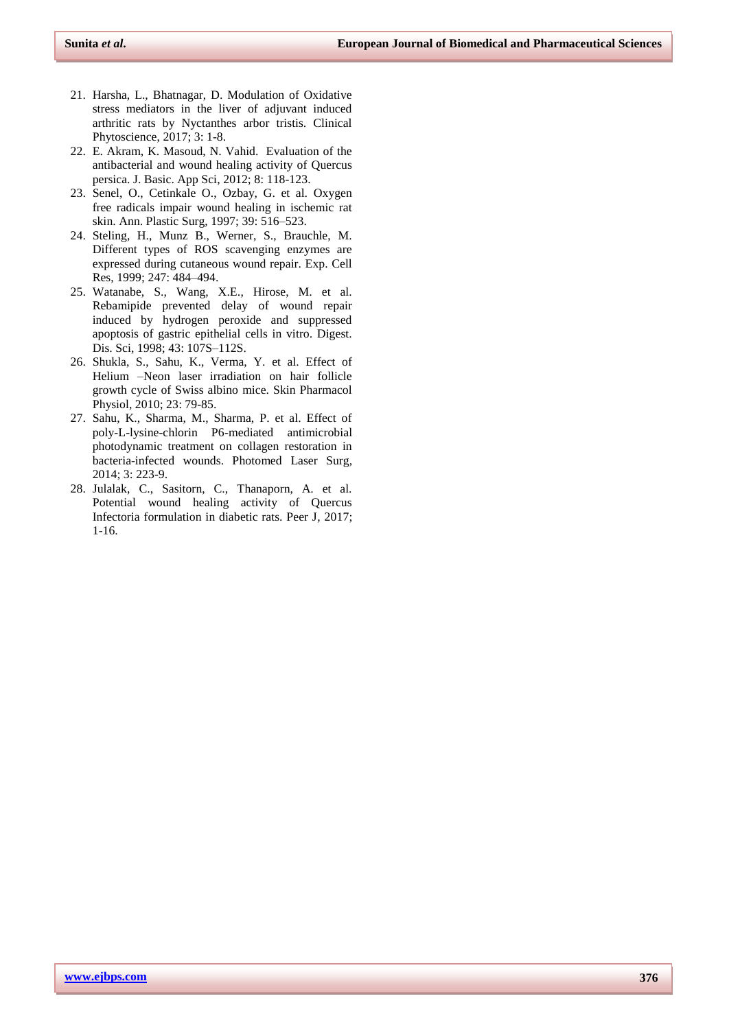21. Harsha, L., Bhatnagar, D. Modulation of Oxidative stress mediators in the liver of adjuvant induced arthritic rats by Nyctanthes arbor tristis. Clinical Phytoscience, 2017; 3: 1-8.
22. E. Akram, K. Masoud, N. Vahid. Evaluation of the antibacterial and wound healing activity of Quercus persica. J. Basic. App Sci, 2012; 8: 118-123.
23. Senel, O., Cetinkale O., Ozbay, G. et al. Oxygen free radicals impair wound healing in ischemic rat skin. Ann. Plastic Surg, 1997; 39: 516–523.
24. Steling, H., Munz B., Werner, S., Brauchle, M. Different types of ROS scavenging enzymes are expressed during cutaneous wound repair. Exp. Cell Res, 1999; 247: 484–494.
25. Watanabe, S., Wang, X.E., Hirose, M. et al. Rebamipide prevented delay of wound repair induced by hydrogen peroxide and suppressed apoptosis of gastric epithelial cells in vitro. Digest. Dis. Sci, 1998; 43: 107S–112S.
26. Shukla, S., Sahu, K., Verma, Y. et al. Effect of Helium –Neon laser irradiation on hair follicle growth cycle of Swiss albino mice. Skin Pharmacol Physiol, 2010; 23: 79-85.
27. Sahu, K., Sharma, M., Sharma, P. et al. Effect of poly-L-lysine-chlorin P6-mediated antimicrobial photodynamic treatment on collagen restoration in bacteria-infected wounds. Photomed Laser Surg, 2014; 3: 223-9.
28. Julalak, C., Sasitorn, C., Thanaporn, A. et al. Potential wound healing activity of Quercus Infectoria formulation in diabetic rats. Peer J, 2017; 1-16.